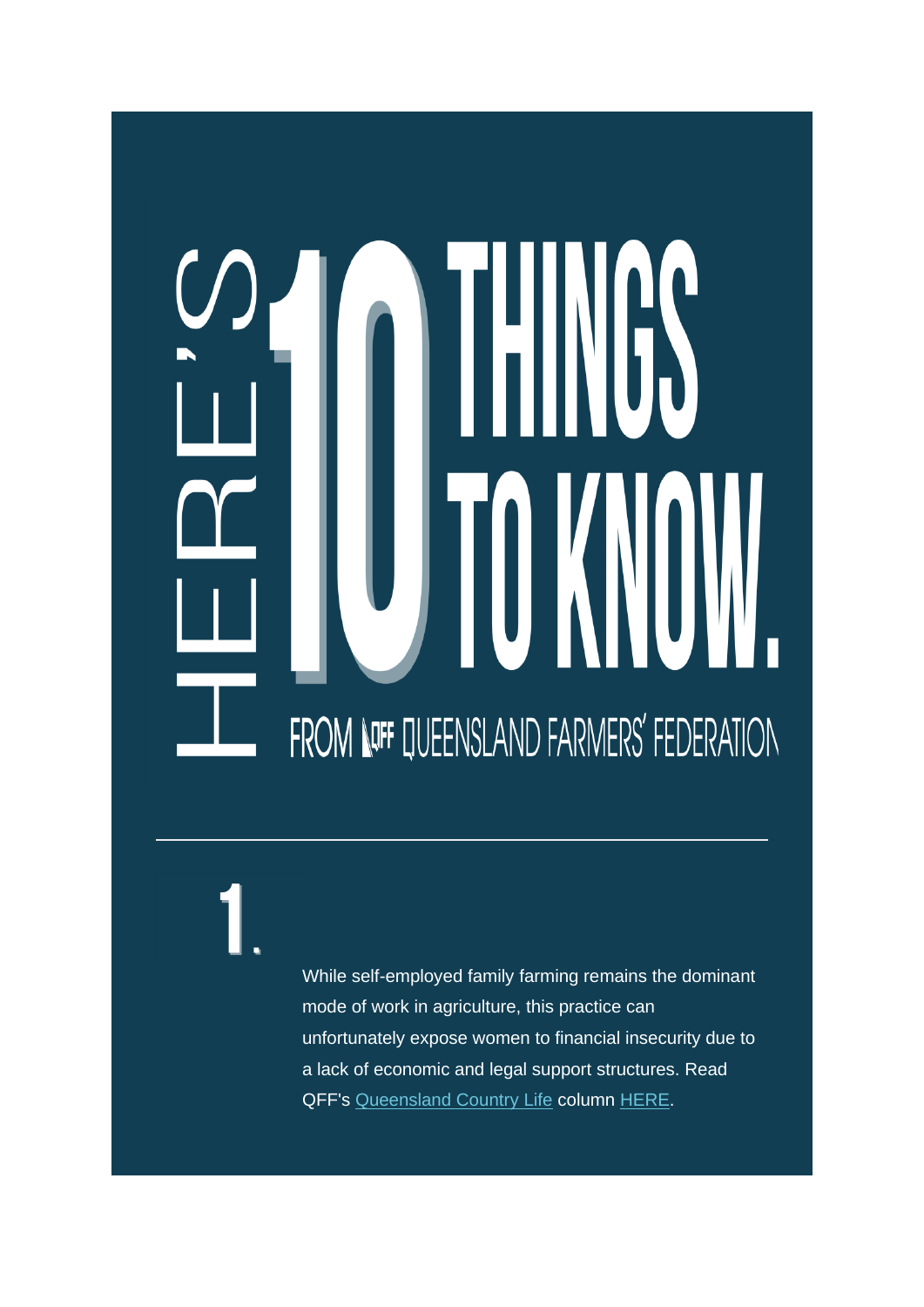# HERE'S 10 THINGS TO KNOW.

FROM QFF QUEENSLAND FARMERS' FEDERATION

---

## 1.

While self-employed family farming remains the dominant mode of work in agriculture, this practice can unfortunately expose women to financial insecurity due to a lack of economic and legal support structures. Read QFF's Queensland Country Life column HERE.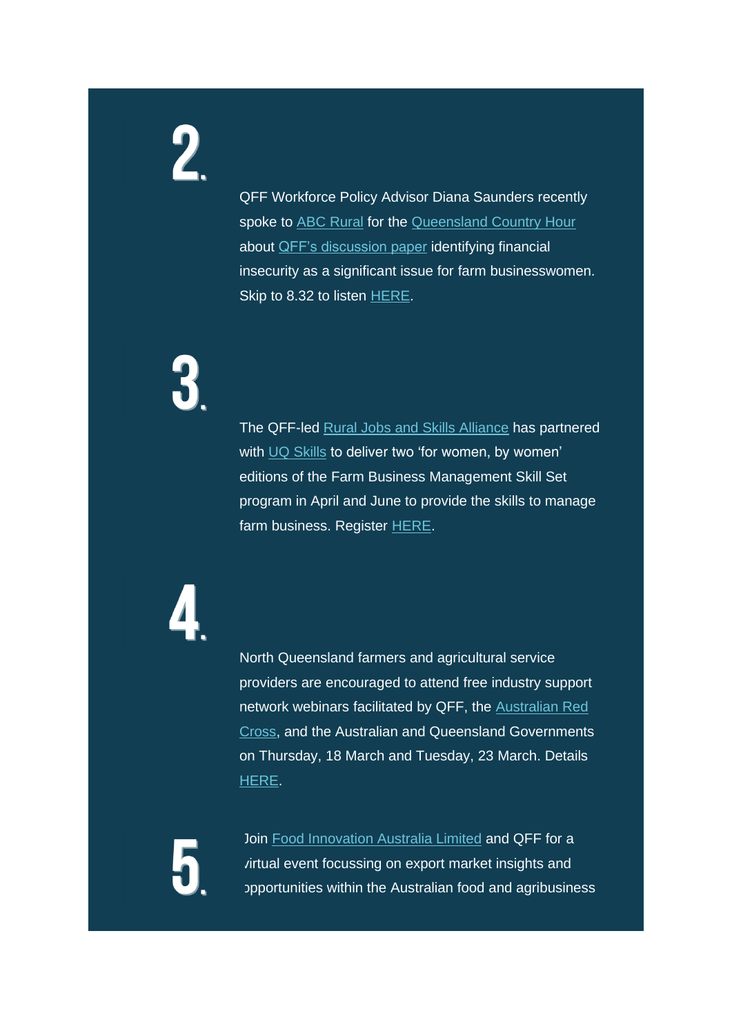2.

QFF Workforce Policy Advisor Diana Saunders recently spoke to ABC Rural for the Queensland Country Hour about QFF's discussion paper identifying financial insecurity as a significant issue for farm businesswomen. Skip to 8.32 to listen HERE.

3.

The QFF-led Rural Jobs and Skills Alliance has partnered with UQ Skills to deliver two 'for women, by women' editions of the Farm Business Management Skill Set program in April and June to provide the skills to manage farm business. Register HERE.

4.

North Queensland farmers and agricultural service providers are encouraged to attend free industry support network webinars facilitated by QFF, the Australian Red Cross, and the Australian and Queensland Governments on Thursday, 18 March and Tuesday, 23 March. Details HERE.

5.

Join Food Innovation Australia Limited and QFF for a virtual event focussing on export market insights and opportunities within the Australian food and agribusiness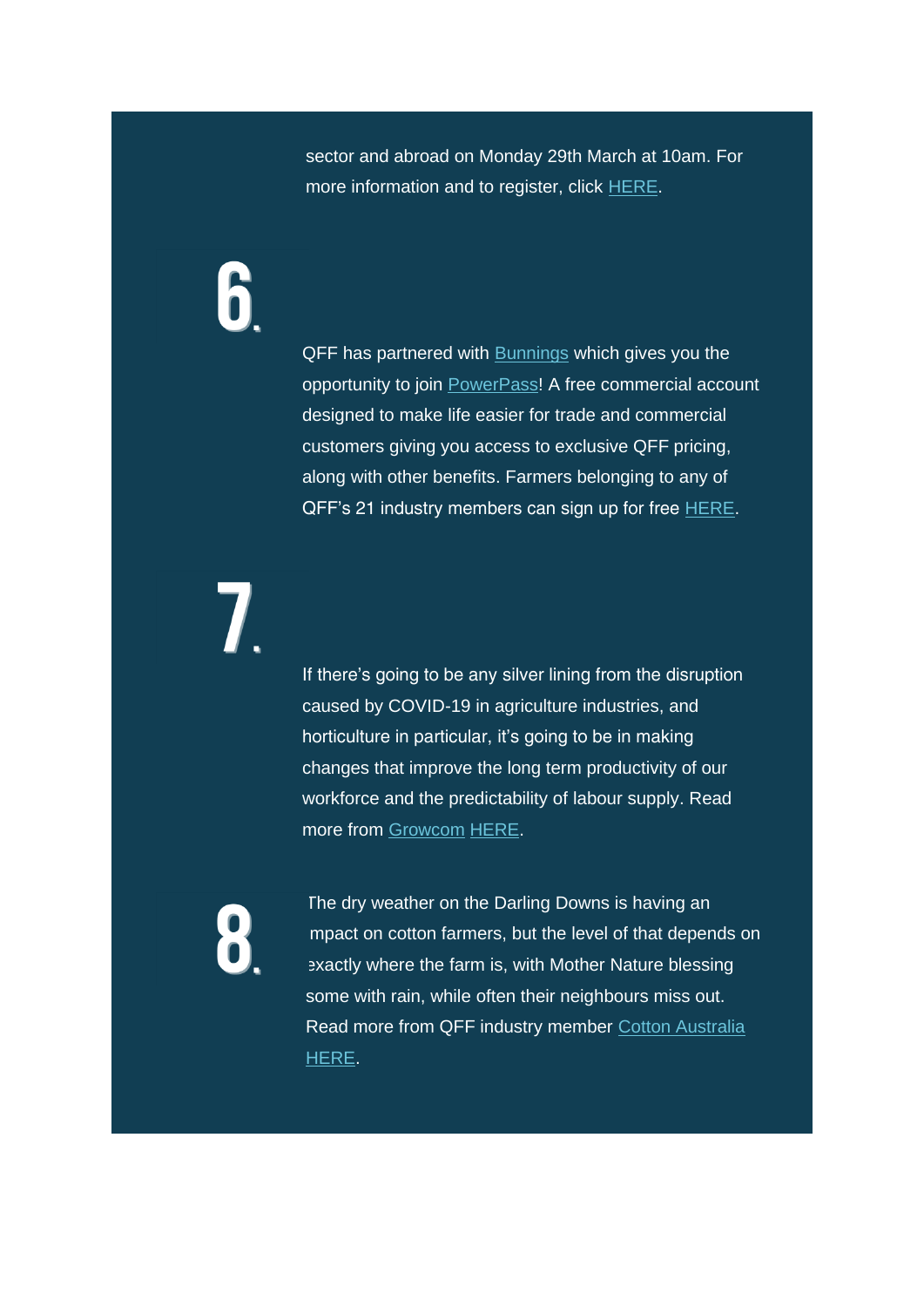sector and abroad on Monday 29th March at 10am. For more information and to register, click HERE.

## 6.

QFF has partnered with Bunnings which gives you the opportunity to join PowerPass! A free commercial account designed to make life easier for trade and commercial customers giving you access to exclusive QFF pricing, along with other benefits. Farmers belonging to any of QFF's 21 industry members can sign up for free HERE.

## 7.

If there's going to be any silver lining from the disruption caused by COVID-19 in agriculture industries, and horticulture in particular, it's going to be in making changes that improve the long term productivity of our workforce and the predictability of labour supply. Read more from Growcom HERE.

## 8.

The dry weather on the Darling Downs is having an impact on cotton farmers, but the level of that depends on exactly where the farm is, with Mother Nature blessing some with rain, while often their neighbours miss out. Read more from QFF industry member Cotton Australia HERE.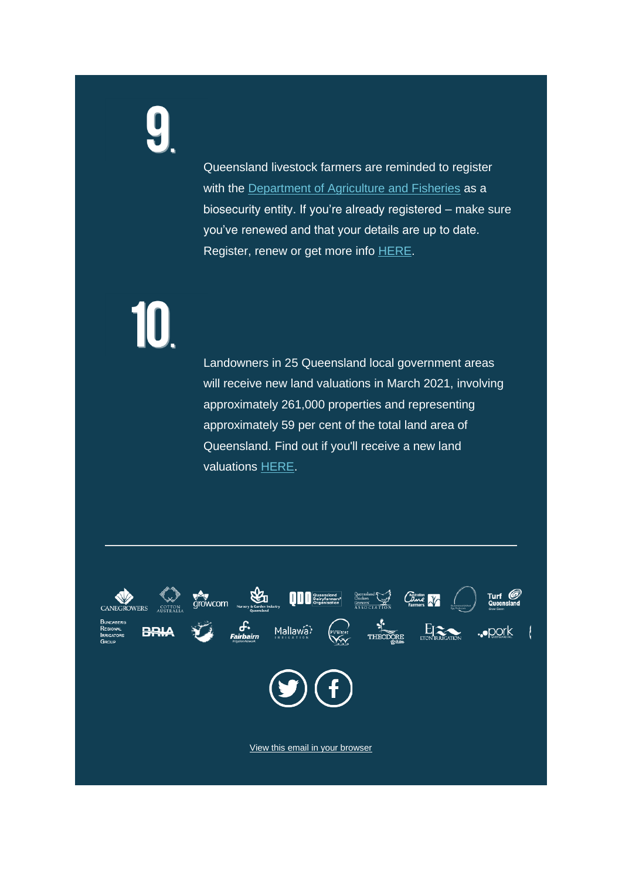# 9.

Queensland livestock farmers are reminded to register with the Department of Agriculture and Fisheries as a biosecurity entity. If you're already registered – make sure you've renewed and that your details are up to date. Register, renew or get more info HERE.

# 10.

Landowners in 25 Queensland local government areas will receive new land valuations in March 2021, involving approximately 261,000 properties and representing approximately 59 per cent of the total land area of Queensland. Find out if you'll receive a new land valuations HERE.

---

View this email in your browser